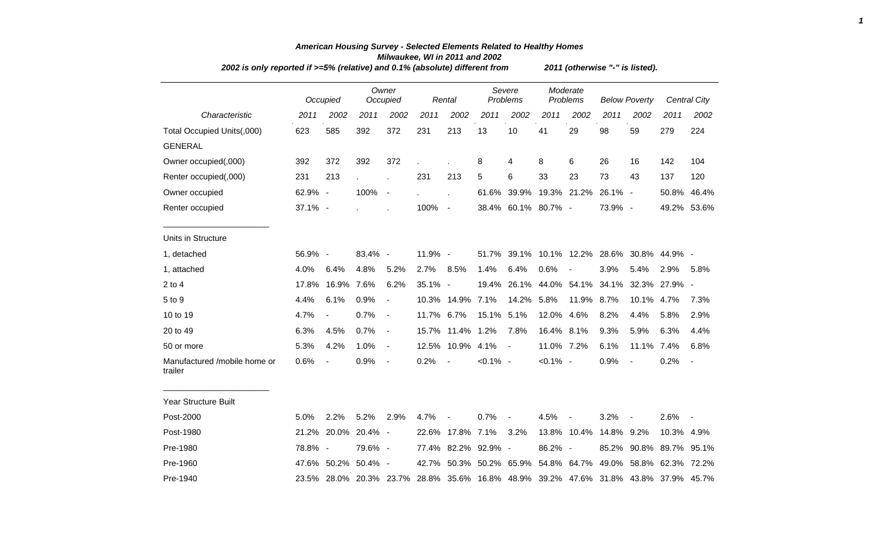***American Housing Survey - Selected Elements Related to Healthy Homes***
***Milwaukee, WI in 2011 and 2002***
***2002 is only reported if >=5% (relative) and 0.1% (absolute) different from 2011 (otherwise "-" is listed).***

| | *Occupied* | | *Owner Occupied* | | *Rental* | | *Severe Problems* | | *Moderate Problems* | | *Below Poverty* | | *Central City* | |
|---|---|---|---|---|---|---|---|---|---|---|---|---|---|---|
| *Characteristic* | *2011* | *2002* | *2011* | *2002* | *2011* | *2002* | *2011* | *2002* | *2011* | *2002* | *2011* | *2002* | *2011* | *2002* |
| Total Occupied Units(,000) | 623 | 585 | 392 | 372 | 231 | 213 | 13 | 10 | 41 | 29 | 98 | 59 | 279 | 224 |
| GENERAL | | | | | | | | | | | | | | |
| Owner occupied(,000) | 392 | 372 | 392 | 372 | . | . | 8 | 4 | 8 | 6 | 26 | 16 | 142 | 104 |
| Renter occupied(,000) | 231 | 213 | . | . | 231 | 213 | 5 | 6 | 33 | 23 | 73 | 43 | 137 | 120 |
| Owner occupied | 62.9% | - | 100% | - | . | . | 61.6% | 39.9% | 19.3% | 21.2% | 26.1% | - | 50.8% | 46.4% |
| Renter occupied | 37.1% | - | . | . | 100% | - | 38.4% | 60.1% | 80.7% | - | 73.9% | - | 49.2% | 53.6% |
| Units in Structure | | | | | | | | | | | | | | |
| 1, detached | 56.9% | - | 83.4% | - | 11.9% | - | 51.7% | 39.1% | 10.1% | 12.2% | 28.6% | 30.8% | 44.9% | - |
| 1, attached | 4.0% | 6.4% | 4.8% | 5.2% | 2.7% | 8.5% | 1.4% | 6.4% | 0.6% | - | 3.9% | 5.4% | 2.9% | 5.8% |
| 2 to 4 | 17.8% | 16.9% | 7.6% | 6.2% | 35.1% | - | 19.4% | 26.1% | 44.0% | 54.1% | 34.1% | 32.3% | 27.9% | - |
| 5 to 9 | 4.4% | 6.1% | 0.9% | - | 10.3% | 14.9% | 7.1% | 14.2% | 5.8% | 11.9% | 8.7% | 10.1% | 4.7% | 7.3% |
| 10 to 19 | 4.7% | - | 0.7% | - | 11.7% | 6.7% | 15.1% | 5.1% | 12.0% | 4.6% | 8.2% | 4.4% | 5.8% | 2.9% |
| 20 to 49 | 6.3% | 4.5% | 0.7% | - | 15.7% | 11.4% | 1.2% | 7.8% | 16.4% | 8.1% | 9.3% | 5.9% | 6.3% | 4.4% |
| 50 or more | 5.3% | 4.2% | 1.0% | - | 12.5% | 10.9% | 4.1% | - | 11.0% | 7.2% | 6.1% | 11.1% | 7.4% | 6.8% |
| Manufactured /mobile home or trailer | 0.6% | - | 0.9% | - | 0.2% | - | <0.1% | - | <0.1% | - | 0.9% | - | 0.2% | - |
| Year Structure Built | | | | | | | | | | | | | | |
| Post-2000 | 5.0% | 2.2% | 5.2% | 2.9% | 4.7% | - | 0.7% | - | 4.5% | - | 3.2% | - | 2.6% | - |
| Post-1980 | 21.2% | 20.0% | 20.4% | - | 22.6% | 17.8% | 7.1% | 3.2% | 13.8% | 10.4% | 14.8% | 9.2% | 10.3% | 4.9% |
| Pre-1980 | 78.8% | - | 79.6% | - | 77.4% | 82.2% | 92.9% | - | 86.2% | - | 85.2% | 90.8% | 89.7% | 95.1% |
| Pre-1960 | 47.6% | 50.2% | 50.4% | - | 42.7% | 50.3% | 50.2% | 65.9% | 54.8% | 64.7% | 49.0% | 58.8% | 62.3% | 72.2% |
| Pre-1940 | 23.5% | 28.0% | 20.3% | 23.7% | 28.8% | 35.6% | 16.8% | 48.9% | 39.2% | 47.6% | 31.8% | 43.8% | 37.9% | 45.7% |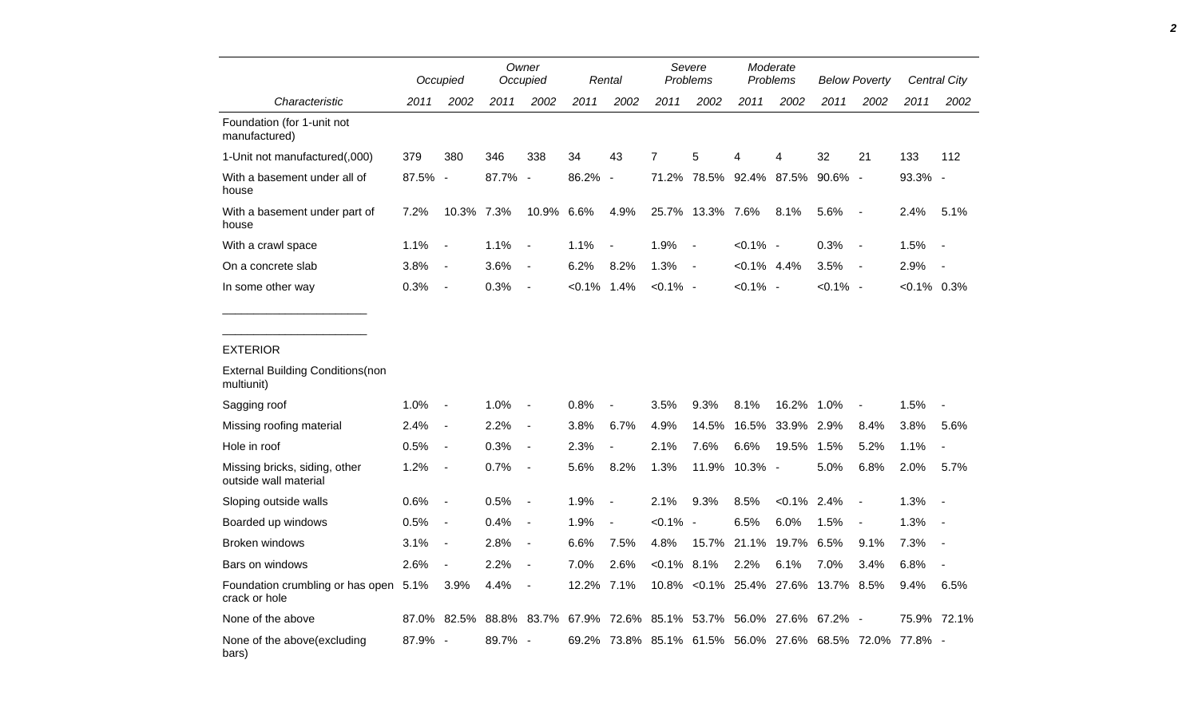| Characteristic | Occupied | | Owner Occupied | | Rental | | Severe Problems | | Moderate Problems | | Below Poverty | | Central City | |
|---|---|---|---|---|---|---|---|---|---|---|---|---|---|---|
| | 2011 | 2002 | 2011 | 2002 | 2011 | 2002 | 2011 | 2002 | 2011 | 2002 | 2011 | 2002 | 2011 | 2002 |
| Foundation (for 1-unit not manufactured) | | | | | | | | | | | | | | |
| 1-Unit not manufactured(,000) | 379 | 380 | 346 | 338 | 34 | 43 | 7 | 5 | 4 | 4 | 32 | 21 | 133 | 112 |
| With a basement under all of house | 87.5% | - | 87.7% | - | 86.2% | - | 71.2% | 78.5% | 92.4% | 87.5% | 90.6% | - | 93.3% | - |
| With a basement under part of house | 7.2% | 10.3% | 7.3% | 10.9% | 6.6% | 4.9% | 25.7% | 13.3% | 7.6% | 8.1% | 5.6% | - | 2.4% | 5.1% |
| With a crawl space | 1.1% | - | 1.1% | - | 1.1% | - | 1.9% | - | <0.1% | - | 0.3% | - | 1.5% | - |
| On a concrete slab | 3.8% | - | 3.6% | - | 6.2% | 8.2% | 1.3% | - | <0.1% | 4.4% | 3.5% | - | 2.9% | - |
| In some other way | 0.3% | - | 0.3% | - | <0.1% | 1.4% | <0.1% | - | <0.1% | - | <0.1% | - | <0.1% | 0.3% |
| EXTERIOR | | | | | | | | | | | | | | |
| External Building Conditions(non multiunit) | | | | | | | | | | | | | | |
| Sagging roof | 1.0% | - | 1.0% | - | 0.8% | - | 3.5% | 9.3% | 8.1% | 16.2% | 1.0% | - | 1.5% | - |
| Missing roofing material | 2.4% | - | 2.2% | - | 3.8% | 6.7% | 4.9% | 14.5% | 16.5% | 33.9% | 2.9% | 8.4% | 3.8% | 5.6% |
| Hole in roof | 0.5% | - | 0.3% | - | 2.3% | - | 2.1% | 7.6% | 6.6% | 19.5% | 1.5% | 5.2% | 1.1% | - |
| Missing bricks, siding, other outside wall material | 1.2% | - | 0.7% | - | 5.6% | 8.2% | 1.3% | 11.9% | 10.3% | - | 5.0% | 6.8% | 2.0% | 5.7% |
| Sloping outside walls | 0.6% | - | 0.5% | - | 1.9% | - | 2.1% | 9.3% | 8.5% | <0.1% | 2.4% | - | 1.3% | - |
| Boarded up windows | 0.5% | - | 0.4% | - | 1.9% | - | <0.1% | - | 6.5% | 6.0% | 1.5% | - | 1.3% | - |
| Broken windows | 3.1% | - | 2.8% | - | 6.6% | 7.5% | 4.8% | 15.7% | 21.1% | 19.7% | 6.5% | 9.1% | 7.3% | - |
| Bars on windows | 2.6% | - | 2.2% | - | 7.0% | 2.6% | <0.1% | 8.1% | 2.2% | 6.1% | 7.0% | 3.4% | 6.8% | - |
| Foundation crumbling or has open crack or hole | 5.1% | 3.9% | 4.4% | - | 12.2% | 7.1% | 10.8% | <0.1% | 25.4% | 27.6% | 13.7% | 8.5% | 9.4% | 6.5% |
| None of the above | 87.0% | 82.5% | 88.8% | 83.7% | 67.9% | 72.6% | 85.1% | 53.7% | 56.0% | 27.6% | 67.2% | - | 75.9% | 72.1% |
| None of the above(excluding bars) | 87.9% | - | 89.7% | - | 69.2% | 73.8% | 85.1% | 61.5% | 56.0% | 27.6% | 68.5% | 72.0% | 77.8% | - |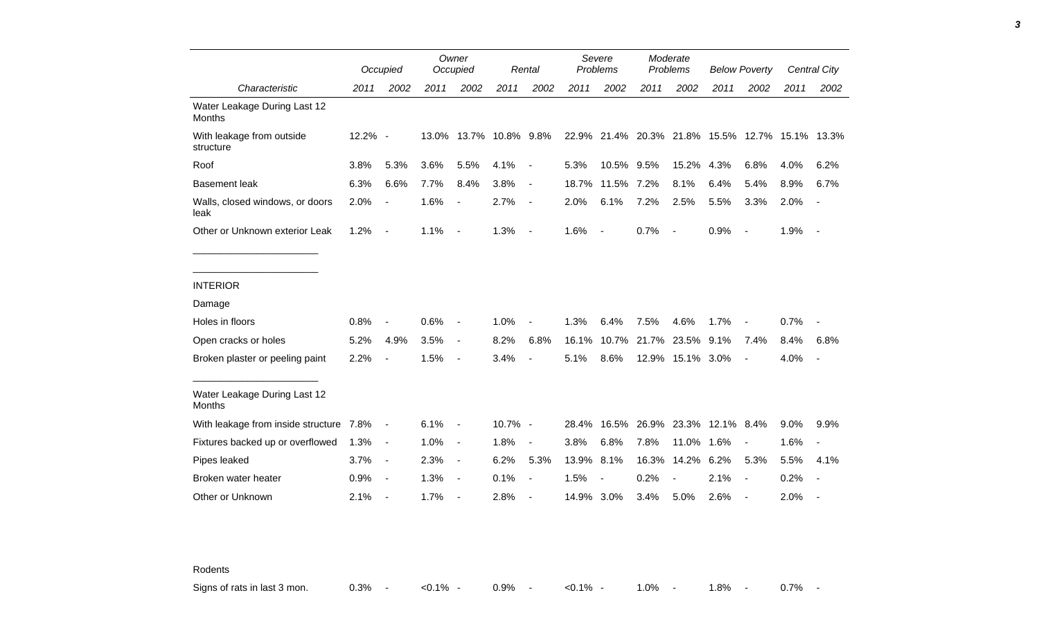| | Occupied | | Owner Occupied | | Rental | | Severe Problems | | Moderate Problems | | Below Poverty | | Central City | |
|---|---|---|---|---|---|---|---|---|---|---|---|---|---|---|
| Characteristic | 2011 | 2002 | 2011 | 2002 | 2011 | 2002 | 2011 | 2002 | 2011 | 2002 | 2011 | 2002 | 2011 | 2002 |
| Water Leakage During Last 12 Months | | | | | | | | | | | | | | |
| With leakage from outside structure | 12.2% | - | 13.0% | 13.7% | 10.8% | 9.8% | 22.9% | 21.4% | 20.3% | 21.8% | 15.5% | 12.7% | 15.1% | 13.3% |
| Roof | 3.8% | 5.3% | 3.6% | 5.5% | 4.1% | - | 5.3% | 10.5% | 9.5% | 15.2% | 4.3% | 6.8% | 4.0% | 6.2% |
| Basement leak | 6.3% | 6.6% | 7.7% | 8.4% | 3.8% | - | 18.7% | 11.5% | 7.2% | 8.1% | 6.4% | 5.4% | 8.9% | 6.7% |
| Walls, closed windows, or doors leak | 2.0% | - | 1.6% | - | 2.7% | - | 2.0% | 6.1% | 7.2% | 2.5% | 5.5% | 3.3% | 2.0% | - |
| Other or Unknown exterior Leak | 1.2% | - | 1.1% | - | 1.3% | - | 1.6% | - | 0.7% | - | 0.9% | - | 1.9% | - |
| INTERIOR | | | | | | | | | | | | | | |
| Damage | | | | | | | | | | | | | | |
| Holes in floors | 0.8% | - | 0.6% | - | 1.0% | - | 1.3% | 6.4% | 7.5% | 4.6% | 1.7% | - | 0.7% | - |
| Open cracks or holes | 5.2% | 4.9% | 3.5% | - | 8.2% | 6.8% | 16.1% | 10.7% | 21.7% | 23.5% | 9.1% | 7.4% | 8.4% | 6.8% |
| Broken plaster or peeling paint | 2.2% | - | 1.5% | - | 3.4% | - | 5.1% | 8.6% | 12.9% | 15.1% | 3.0% | - | 4.0% | - |
| Water Leakage During Last 12 Months | | | | | | | | | | | | | | |
| With leakage from inside structure | 7.8% | - | 6.1% | - | 10.7% | - | 28.4% | 16.5% | 26.9% | 23.3% | 12.1% | 8.4% | 9.0% | 9.9% |
| Fixtures backed up or overflowed | 1.3% | - | 1.0% | - | 1.8% | - | 3.8% | 6.8% | 7.8% | 11.0% | 1.6% | - | 1.6% | - |
| Pipes leaked | 3.7% | - | 2.3% | - | 6.2% | 5.3% | 13.9% | 8.1% | 16.3% | 14.2% | 6.2% | 5.3% | 5.5% | 4.1% |
| Broken water heater | 0.9% | - | 1.3% | - | 0.1% | - | 1.5% | - | 0.2% | - | 2.1% | - | 0.2% | - |
| Other or Unknown | 2.1% | - | 1.7% | - | 2.8% | - | 14.9% | 3.0% | 3.4% | 5.0% | 2.6% | - | 2.0% | - |
| Rodents | | | | | | | | | | | | | | |
| Signs of rats in last 3 mon. | 0.3% | - | <0.1% | - | 0.9% | - | <0.1% | - | 1.0% | - | 1.8% | - | 0.7% | - |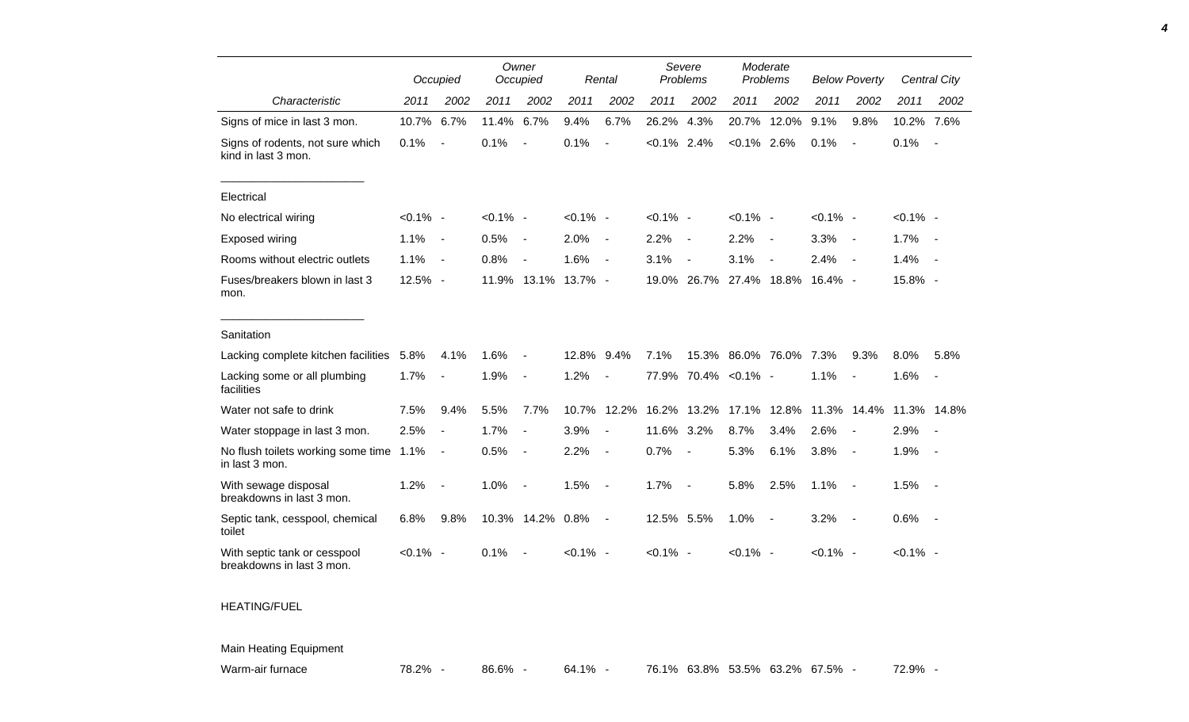| Characteristic | Occupied | | Owner Occupied | | Rental | | Severe Problems | | Moderate Problems | | Below Poverty | | Central City | |
|---|---|---|---|---|---|---|---|---|---|---|---|---|---|---|
| | 2011 | 2002 | 2011 | 2002 | 2011 | 2002 | 2011 | 2002 | 2011 | 2002 | 2011 | 2002 | 2011 | 2002 |
| Signs of mice in last 3 mon. | 10.7% | 6.7% | 11.4% | 6.7% | 9.4% | 6.7% | 26.2% | 4.3% | 20.7% | 12.0% | 9.1% | 9.8% | 10.2% | 7.6% |
| Signs of rodents, not sure which kind in last 3 mon. | 0.1% | - | 0.1% | - | 0.1% | - | <0.1% | 2.4% | <0.1% | 2.6% | 0.1% | - | 0.1% | - |
| Electrical | | | | | | | | | | | | | | |
| No electrical wiring | <0.1% | - | <0.1% | - | <0.1% | - | <0.1% | - | <0.1% | - | <0.1% | - | <0.1% | - |
| Exposed wiring | 1.1% | - | 0.5% | - | 2.0% | - | 2.2% | - | 2.2% | - | 3.3% | - | 1.7% | - |
| Rooms without electric outlets | 1.1% | - | 0.8% | - | 1.6% | - | 3.1% | - | 3.1% | - | 2.4% | - | 1.4% | - |
| Fuses/breakers blown in last 3 mon. | 12.5% | - | 11.9% | 13.1% | 13.7% | - | 19.0% | 26.7% | 27.4% | 18.8% | 16.4% | - | 15.8% | - |
| Sanitation | | | | | | | | | | | | | | |
| Lacking complete kitchen facilities | 5.8% | 4.1% | 1.6% | - | 12.8% | 9.4% | 7.1% | 15.3% | 86.0% | 76.0% | 7.3% | 9.3% | 8.0% | 5.8% |
| Lacking some or all plumbing facilities | 1.7% | - | 1.9% | - | 1.2% | - | 77.9% | 70.4% | <0.1% | - | 1.1% | - | 1.6% | - |
| Water not safe to drink | 7.5% | 9.4% | 5.5% | 7.7% | 10.7% | 12.2% | 16.2% | 13.2% | 17.1% | 12.8% | 11.3% | 14.4% | 11.3% | 14.8% |
| Water stoppage in last 3 mon. | 2.5% | - | 1.7% | - | 3.9% | - | 11.6% | 3.2% | 8.7% | 3.4% | 2.6% | - | 2.9% | - |
| No flush toilets working some time in last 3 mon. | 1.1% | - | 0.5% | - | 2.2% | - | 0.7% | - | 5.3% | 6.1% | 3.8% | - | 1.9% | - |
| With sewage disposal breakdowns in last 3 mon. | 1.2% | - | 1.0% | - | 1.5% | - | 1.7% | - | 5.8% | 2.5% | 1.1% | - | 1.5% | - |
| Septic tank, cesspool, chemical toilet | 6.8% | 9.8% | 10.3% | 14.2% | 0.8% | - | 12.5% | 5.5% | 1.0% | - | 3.2% | - | 0.6% | - |
| With septic tank or cesspool breakdowns in last 3 mon. | <0.1% | - | 0.1% | - | <0.1% | - | <0.1% | - | <0.1% | - | <0.1% | - | <0.1% | - |
| HEATING/FUEL | | | | | | | | | | | | | | |
| Main Heating Equipment | | | | | | | | | | | | | | |
| Warm-air furnace | 78.2% | - | 86.6% | - | 64.1% | - | 76.1% | 63.8% | 53.5% | 63.2% | 67.5% | - | 72.9% | - |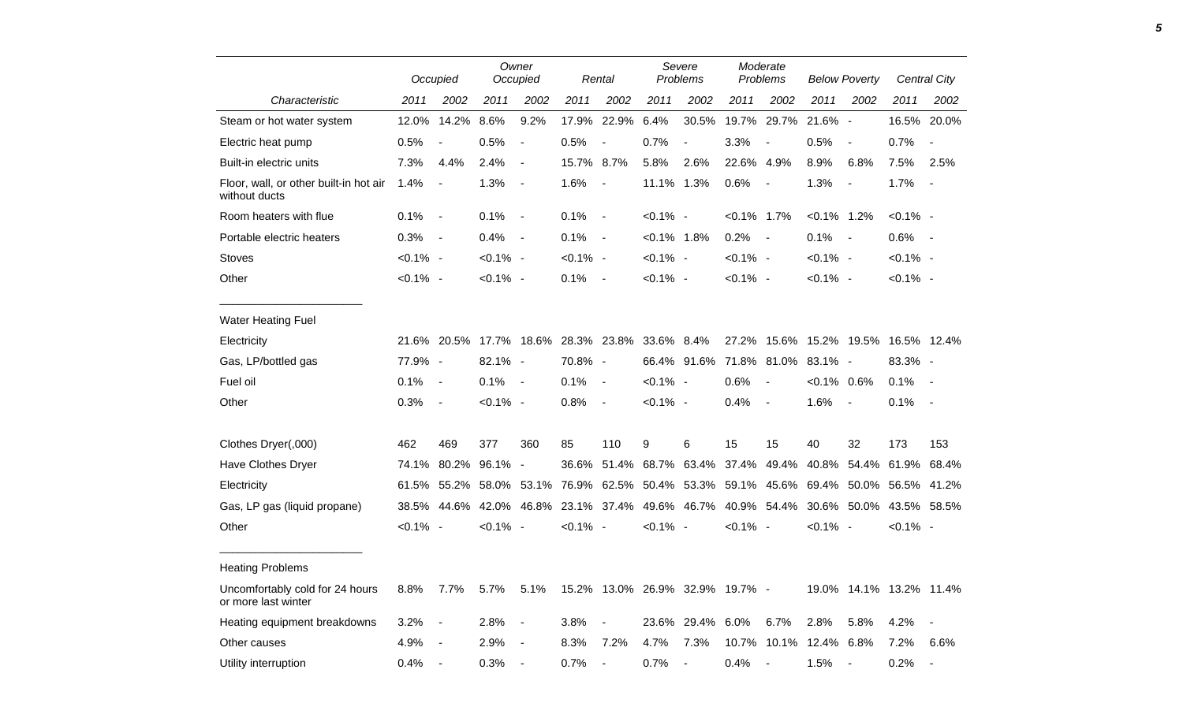| | Occupied | | Owner Occupied | | Rental | | Severe Problems | | Moderate Problems | | Below Poverty | | Central City | |
|---|---|---|---|---|---|---|---|---|---|---|---|---|---|---|
| Characteristic | 2011 | 2002 | 2011 | 2002 | 2011 | 2002 | 2011 | 2002 | 2011 | 2002 | 2011 | 2002 | 2011 | 2002 |
| Steam or hot water system | 12.0% | 14.2% | 8.6% | 9.2% | 17.9% | 22.9% | 6.4% | 30.5% | 19.7% | 29.7% | 21.6% | - | 16.5% | 20.0% |
| Electric heat pump | 0.5% | - | 0.5% | - | 0.5% | - | 0.7% | - | 3.3% | - | 0.5% | - | 0.7% | - |
| Built-in electric units | 7.3% | 4.4% | 2.4% | - | 15.7% | 8.7% | 5.8% | 2.6% | 22.6% | 4.9% | 8.9% | 6.8% | 7.5% | 2.5% |
| Floor, wall, or other built-in hot air without ducts | 1.4% | - | 1.3% | - | 1.6% | - | 11.1% | 1.3% | 0.6% | - | 1.3% | - | 1.7% | - |
| Room heaters with flue | 0.1% | - | 0.1% | - | 0.1% | - | <0.1% | - | <0.1% | 1.7% | <0.1% | 1.2% | <0.1% | - |
| Portable electric heaters | 0.3% | - | 0.4% | - | 0.1% | - | <0.1% | 1.8% | 0.2% | - | 0.1% | - | 0.6% | - |
| Stoves | <0.1% | - | <0.1% | - | <0.1% | - | <0.1% | - | <0.1% | - | <0.1% | - | <0.1% | - |
| Other | <0.1% | - | <0.1% | - | 0.1% | - | <0.1% | - | <0.1% | - | <0.1% | - | <0.1% | - |
| Water Heating Fuel | | | | | | | | | | | | | | |
| Electricity | 21.6% | 20.5% | 17.7% | 18.6% | 28.3% | 23.8% | 33.6% | 8.4% | 27.2% | 15.6% | 15.2% | 19.5% | 16.5% | 12.4% |
| Gas, LP/bottled gas | 77.9% | - | 82.1% | - | 70.8% | - | 66.4% | 91.6% | 71.8% | 81.0% | 83.1% | - | 83.3% | - |
| Fuel oil | 0.1% | - | 0.1% | - | 0.1% | - | <0.1% | - | 0.6% | - | <0.1% | 0.6% | 0.1% | - |
| Other | 0.3% | - | <0.1% | - | 0.8% | - | <0.1% | - | 0.4% | - | 1.6% | - | 0.1% | - |
| Clothes Dryer(,000) | 462 | 469 | 377 | 360 | 85 | 110 | 9 | 6 | 15 | 15 | 40 | 32 | 173 | 153 |
| Have Clothes Dryer | 74.1% | 80.2% | 96.1% | - | 36.6% | 51.4% | 68.7% | 63.4% | 37.4% | 49.4% | 40.8% | 54.4% | 61.9% | 68.4% |
| Electricity | 61.5% | 55.2% | 58.0% | 53.1% | 76.9% | 62.5% | 50.4% | 53.3% | 59.1% | 45.6% | 69.4% | 50.0% | 56.5% | 41.2% |
| Gas, LP gas (liquid propane) | 38.5% | 44.6% | 42.0% | 46.8% | 23.1% | 37.4% | 49.6% | 46.7% | 40.9% | 54.4% | 30.6% | 50.0% | 43.5% | 58.5% |
| Other | <0.1% | - | <0.1% | - | <0.1% | - | <0.1% | - | <0.1% | - | <0.1% | - | <0.1% | - |
| Heating Problems | | | | | | | | | | | | | | |
| Uncomfortably cold for 24 hours or more last winter | 8.8% | 7.7% | 5.7% | 5.1% | 15.2% | 13.0% | 26.9% | 32.9% | 19.7% | - | 19.0% | 14.1% | 13.2% | 11.4% |
| Heating equipment breakdowns | 3.2% | - | 2.8% | - | 3.8% | - | 23.6% | 29.4% | 6.0% | 6.7% | 2.8% | 5.8% | 4.2% | - |
| Other causes | 4.9% | - | 2.9% | - | 8.3% | 7.2% | 4.7% | 7.3% | 10.7% | 10.1% | 12.4% | 6.8% | 7.2% | 6.6% |
| Utility interruption | 0.4% | - | 0.3% | - | 0.7% | - | 0.7% | - | 0.4% | - | 1.5% | - | 0.2% | - |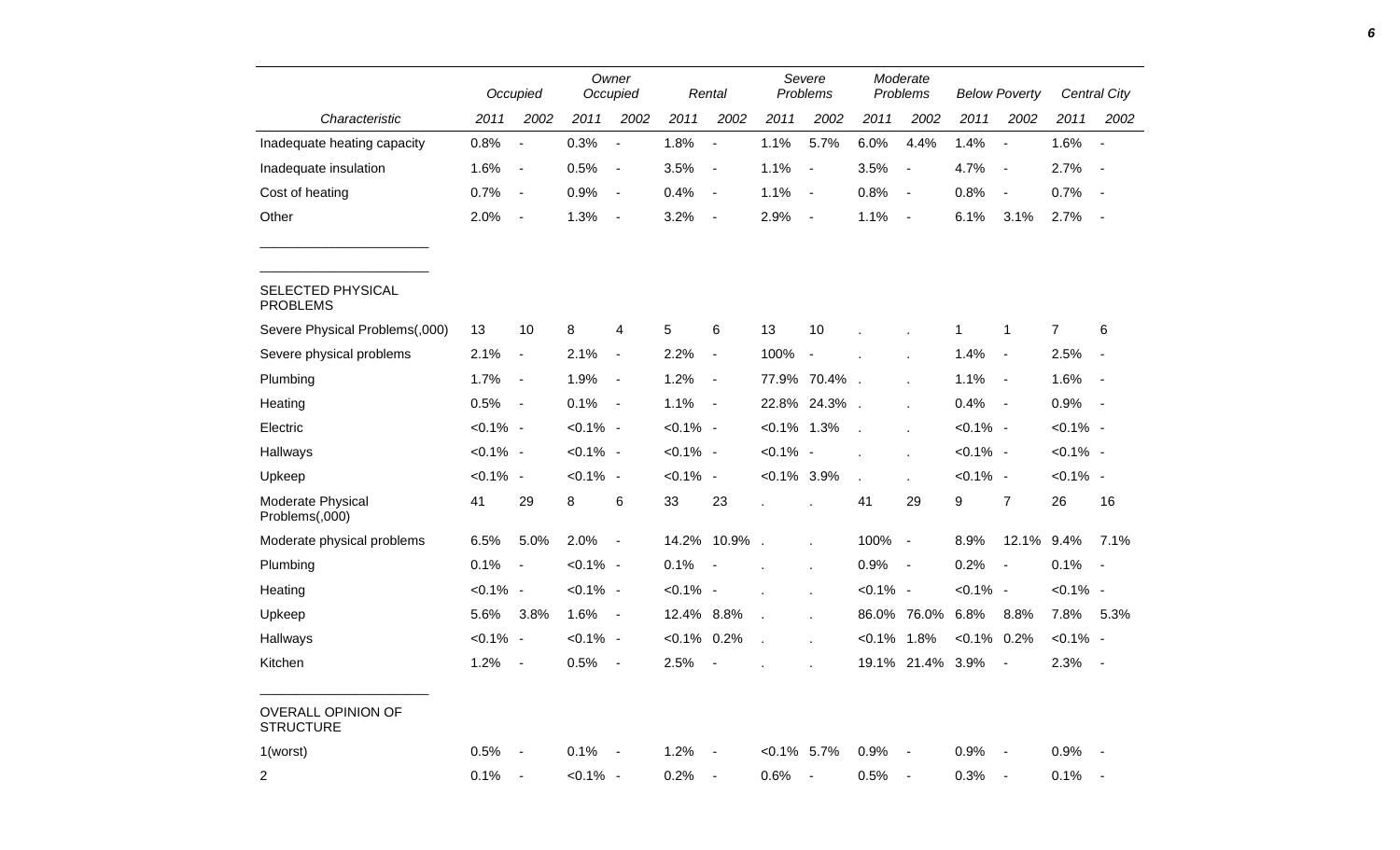| Characteristic | Occupied | | Owner Occupied | | Rental | | Severe Problems | | Moderate Problems | | Below Poverty | | Central City | |
|---|---|---|---|---|---|---|---|---|---|---|---|---|---|---|
| | 2011 | 2002 | 2011 | 2002 | 2011 | 2002 | 2011 | 2002 | 2011 | 2002 | 2011 | 2002 | 2011 | 2002 |
| Inadequate heating capacity | 0.8% | - | 0.3% | - | 1.8% | - | 1.1% | 5.7% | 6.0% | 4.4% | 1.4% | - | 1.6% | - |
| Inadequate insulation | 1.6% | - | 0.5% | - | 3.5% | - | 1.1% | - | 3.5% | - | 4.7% | - | 2.7% | - |
| Cost of heating | 0.7% | - | 0.9% | - | 0.4% | - | 1.1% | - | 0.8% | - | 0.8% | - | 0.7% | - |
| Other | 2.0% | - | 1.3% | - | 3.2% | - | 2.9% | - | 1.1% | - | 6.1% | 3.1% | 2.7% | - |
| SELECTED PHYSICAL PROBLEMS | | | | | | | | | | | | | | |
| Severe Physical Problems(,000) | 13 | 10 | 8 | 4 | 5 | 6 | 13 | 10 | . | . | 1 | 1 | 7 | 6 |
| Severe physical problems | 2.1% | - | 2.1% | - | 2.2% | - | 100% | - | . | . | 1.4% | - | 2.5% | - |
| Plumbing | 1.7% | - | 1.9% | - | 1.2% | - | 77.9% | 70.4% | . | . | 1.1% | - | 1.6% | - |
| Heating | 0.5% | - | 0.1% | - | 1.1% | - | 22.8% | 24.3% | . | . | 0.4% | - | 0.9% | - |
| Electric | <0.1% | - | <0.1% | - | <0.1% | - | <0.1% | 1.3% | . | . | <0.1% | - | <0.1% | - |
| Hallways | <0.1% | - | <0.1% | - | <0.1% | - | <0.1% | - | . | . | <0.1% | - | <0.1% | - |
| Upkeep | <0.1% | - | <0.1% | - | <0.1% | - | <0.1% | 3.9% | . | . | <0.1% | - | <0.1% | - |
| Moderate Physical Problems(,000) | 41 | 29 | 8 | 6 | 33 | 23 | . | . | 41 | 29 | 9 | 7 | 26 | 16 |
| Moderate physical problems | 6.5% | 5.0% | 2.0% | - | 14.2% | 10.9% | . | . | 100% | - | 8.9% | 12.1% | 9.4% | 7.1% |
| Plumbing | 0.1% | - | <0.1% | - | 0.1% | - | . | . | 0.9% | - | 0.2% | - | 0.1% | - |
| Heating | <0.1% | - | <0.1% | - | <0.1% | - | . | . | <0.1% | - | <0.1% | - | <0.1% | - |
| Upkeep | 5.6% | 3.8% | 1.6% | - | 12.4% | 8.8% | . | . | 86.0% | 76.0% | 6.8% | 8.8% | 7.8% | 5.3% |
| Hallways | <0.1% | - | <0.1% | - | <0.1% | 0.2% | . | . | <0.1% | 1.8% | <0.1% | 0.2% | <0.1% | - |
| Kitchen | 1.2% | - | 0.5% | - | 2.5% | - | . | . | 19.1% | 21.4% | 3.9% | - | 2.3% | - |
| OVERALL OPINION OF STRUCTURE | | | | | | | | | | | | | | |
| 1(worst) | 0.5% | - | 0.1% | - | 1.2% | - | <0.1% | 5.7% | 0.9% | - | 0.9% | - | 0.9% | - |
| 2 | 0.1% | - | <0.1% | - | 0.2% | - | 0.6% | - | 0.5% | - | 0.3% | - | 0.1% | - |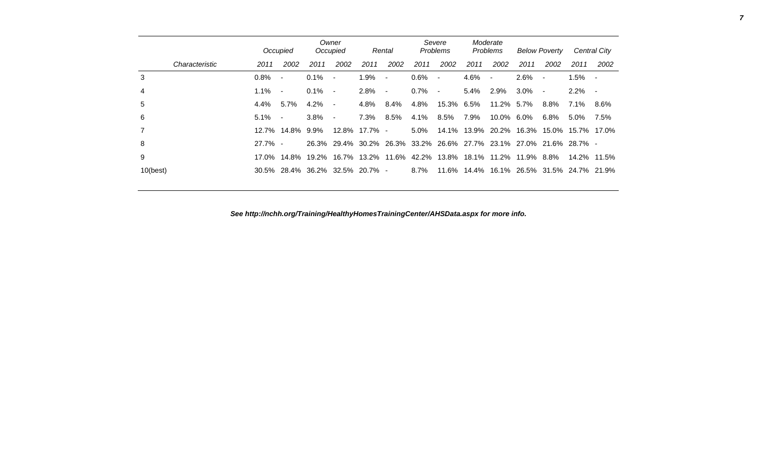| Characteristic | Occupied | | Owner Occupied | | Rental | | Severe Problems | | Moderate Problems | | Below Poverty | | Central City | |
|---|---|---|---|---|---|---|---|---|---|---|---|---|---|---|
| | 2011 | 2002 | 2011 | 2002 | 2011 | 2002 | 2011 | 2002 | 2011 | 2002 | 2011 | 2002 | 2011 | 2002 |
| 3 | 0.8% | - | 0.1% | - | 1.9% | - | 0.6% | - | 4.6% | - | 2.6% | - | 1.5% | - |
| 4 | 1.1% | - | 0.1% | - | 2.8% | - | 0.7% | - | 5.4% | 2.9% | 3.0% | - | 2.2% | - |
| 5 | 4.4% | 5.7% | 4.2% | - | 4.8% | 8.4% | 4.8% | 15.3% | 6.5% | 11.2% | 5.7% | 8.8% | 7.1% | 8.6% |
| 6 | 5.1% | - | 3.8% | - | 7.3% | 8.5% | 4.1% | 8.5% | 7.9% | 10.0% | 6.0% | 6.8% | 5.0% | 7.5% |
| 7 | 12.7% | 14.8% | 9.9% | 12.8% | 17.7% | - | 5.0% | 14.1% | 13.9% | 20.2% | 16.3% | 15.0% | 15.7% | 17.0% |
| 8 | 27.7% | - | 26.3% | 29.4% | 30.2% | 26.3% | 33.2% | 26.6% | 27.7% | 23.1% | 27.0% | 21.6% | 28.7% | - |
| 9 | 17.0% | 14.8% | 19.2% | 16.7% | 13.2% | 11.6% | 42.2% | 13.8% | 18.1% | 11.2% | 11.9% | 8.8% | 14.2% | 11.5% |
| 10(best) | 30.5% | 28.4% | 36.2% | 32.5% | 20.7% | - | 8.7% | 11.6% | 14.4% | 16.1% | 26.5% | 31.5% | 24.7% | 21.9% |

***See http://nchh.org/Training/HealthyHomesTrainingCenter/AHSData.aspx for more info.***